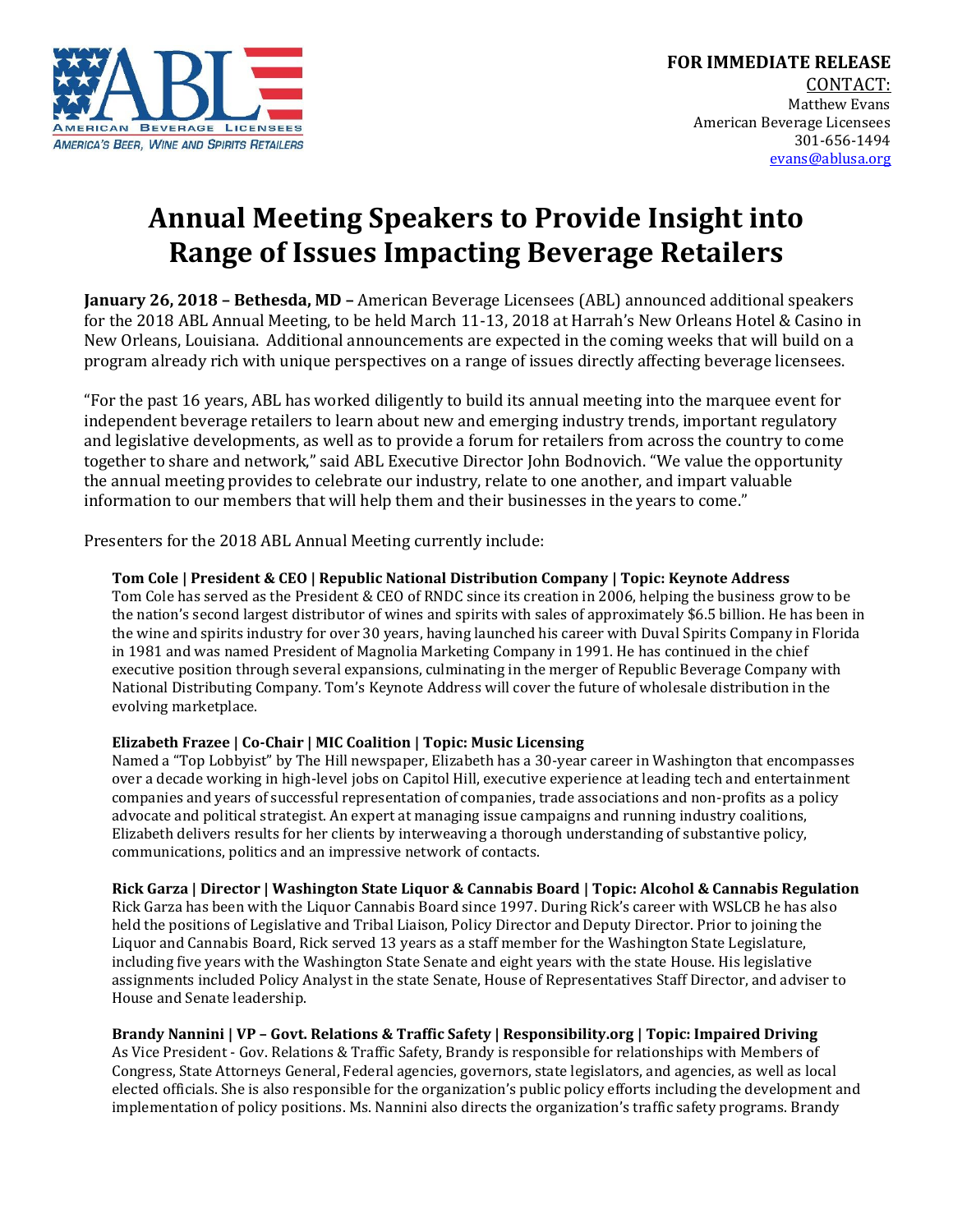**FOR IMMEDIATE RELEASE**
CONTACT:
Matthew Evans
American Beverage Licensees
301-656-1494
evans@ablusa.org

# Annual Meeting Speakers to Provide Insight into Range of Issues Impacting Beverage Retailers

**January 26, 2018 – Bethesda, MD –** American Beverage Licensees (ABL) announced additional speakers for the 2018 ABL Annual Meeting, to be held March 11-13, 2018 at Harrah's New Orleans Hotel & Casino in New Orleans, Louisiana. Additional announcements are expected in the coming weeks that will build on a program already rich with unique perspectives on a range of issues directly affecting beverage licensees.

"For the past 16 years, ABL has worked diligently to build its annual meeting into the marquee event for independent beverage retailers to learn about new and emerging industry trends, important regulatory and legislative developments, as well as to provide a forum for retailers from across the country to come together to share and network," said ABL Executive Director John Bodnovich. "We value the opportunity the annual meeting provides to celebrate our industry, relate to one another, and impart valuable information to our members that will help them and their businesses in the years to come."

Presenters for the 2018 ABL Annual Meeting currently include:

**Tom Cole | President & CEO | Republic National Distribution Company | Topic: Keynote Address**
Tom Cole has served as the President & CEO of RNDC since its creation in 2006, helping the business grow to be the nation's second largest distributor of wines and spirits with sales of approximately $6.5 billion. He has been in the wine and spirits industry for over 30 years, having launched his career with Duval Spirits Company in Florida in 1981 and was named President of Magnolia Marketing Company in 1991. He has continued in the chief executive position through several expansions, culminating in the merger of Republic Beverage Company with National Distributing Company. Tom's Keynote Address will cover the future of wholesale distribution in the evolving marketplace.

**Elizabeth Frazee | Co-Chair | MIC Coalition | Topic: Music Licensing**
Named a "Top Lobbyist" by The Hill newspaper, Elizabeth has a 30-year career in Washington that encompasses over a decade working in high-level jobs on Capitol Hill, executive experience at leading tech and entertainment companies and years of successful representation of companies, trade associations and non-profits as a policy advocate and political strategist. An expert at managing issue campaigns and running industry coalitions, Elizabeth delivers results for her clients by interweaving a thorough understanding of substantive policy, communications, politics and an impressive network of contacts.

**Rick Garza | Director | Washington State Liquor & Cannabis Board | Topic: Alcohol & Cannabis Regulation**
Rick Garza has been with the Liquor Cannabis Board since 1997. During Rick's career with WSLCB he has also held the positions of Legislative and Tribal Liaison, Policy Director and Deputy Director. Prior to joining the Liquor and Cannabis Board, Rick served 13 years as a staff member for the Washington State Legislature, including five years with the Washington State Senate and eight years with the state House. His legislative assignments included Policy Analyst in the state Senate, House of Representatives Staff Director, and adviser to House and Senate leadership.

**Brandy Nannini | VP – Govt. Relations & Traffic Safety | Responsibility.org | Topic: Impaired Driving**
As Vice President - Gov. Relations & Traffic Safety, Brandy is responsible for relationships with Members of Congress, State Attorneys General, Federal agencies, governors, state legislators, and agencies, as well as local elected officials. She is also responsible for the organization's public policy efforts including the development and implementation of policy positions. Ms. Nannini also directs the organization's traffic safety programs. Brandy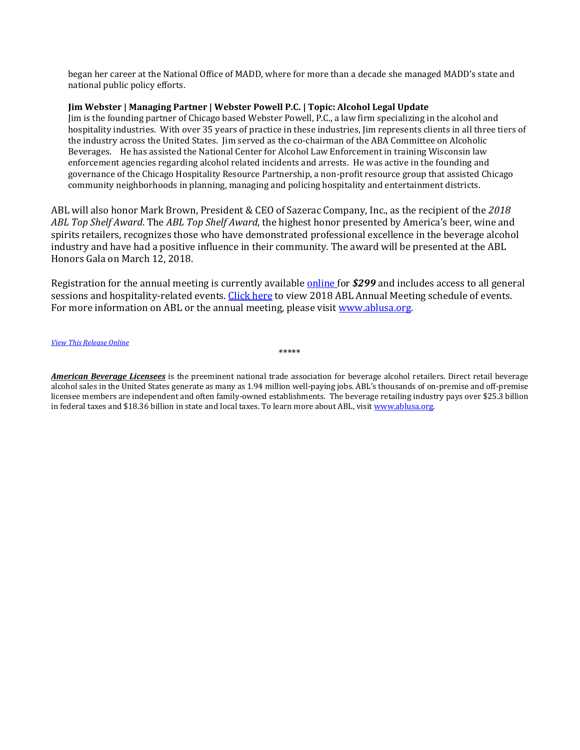began her career at the National Office of MADD, where for more than a decade she managed MADD's state and national public policy efforts.

**Jim Webster | Managing Partner | Webster Powell P.C. | Topic: Alcohol Legal Update**
Jim is the founding partner of Chicago based Webster Powell, P.C., a law firm specializing in the alcohol and hospitality industries. With over 35 years of practice in these industries, Jim represents clients in all three tiers of the industry across the United States. Jim served as the co-chairman of the ABA Committee on Alcoholic Beverages. He has assisted the National Center for Alcohol Law Enforcement in training Wisconsin law enforcement agencies regarding alcohol related incidents and arrests. He was active in the founding and governance of the Chicago Hospitality Resource Partnership, a non-profit resource group that assisted Chicago community neighborhoods in planning, managing and policing hospitality and entertainment districts.

ABL will also honor Mark Brown, President & CEO of Sazerac Company, Inc., as the recipient of the *2018 ABL Top Shelf Award*. The *ABL Top Shelf Award*, the highest honor presented by America's beer, wine and spirits retailers, recognizes those who have demonstrated professional excellence in the beverage alcohol industry and have had a positive influence in their community. The award will be presented at the ABL Honors Gala on March 12, 2018.

Registration for the annual meeting is currently available online for ***$299*** and includes access to all general sessions and hospitality-related events. Click here to view 2018 ABL Annual Meeting schedule of events. For more information on ABL or the annual meeting, please visit www.ablusa.org.

*View This Release Online*

*****

***American Beverage Licensees*** is the preeminent national trade association for beverage alcohol retailers. Direct retail beverage alcohol sales in the United States generate as many as 1.94 million well-paying jobs. ABL's thousands of on-premise and off-premise licensee members are independent and often family-owned establishments. The beverage retailing industry pays over $25.3 billion in federal taxes and $18.36 billion in state and local taxes. To learn more about ABL, visit www.ablusa.org.